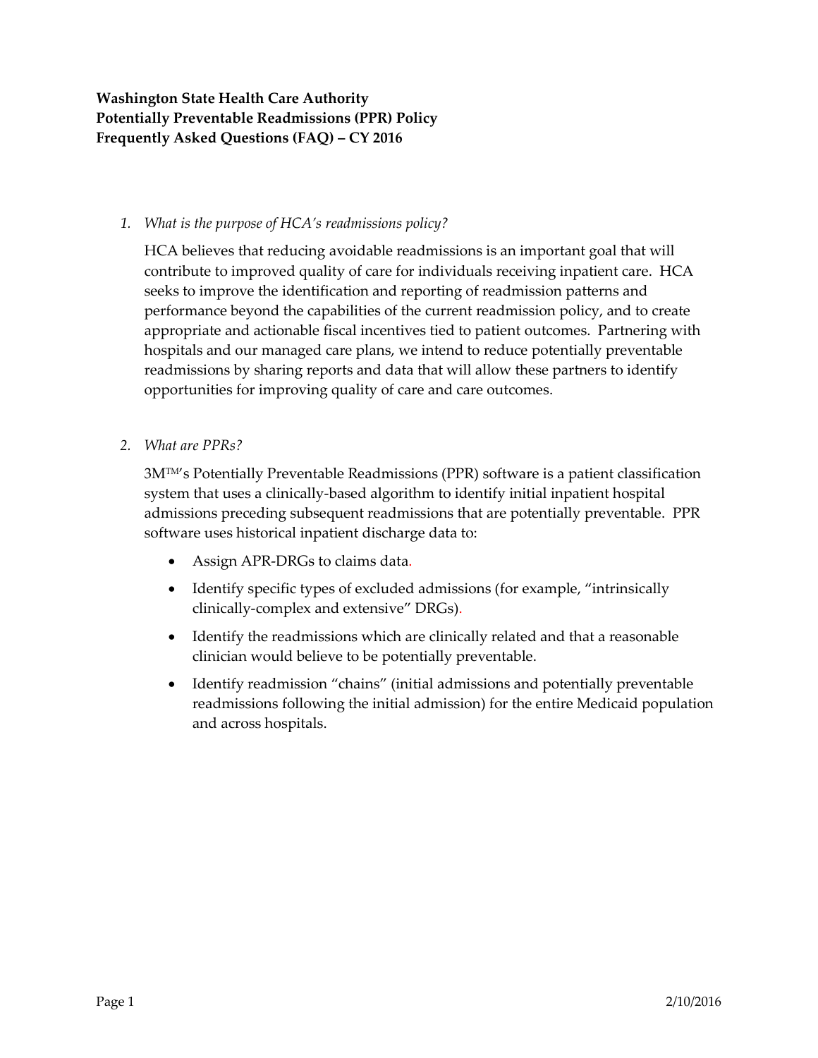**Washington State Health Care Authority**
**Potentially Preventable Readmissions (PPR) Policy**
**Frequently Asked Questions (FAQ) – CY 2016**

1. *What is the purpose of HCA's readmissions policy?*

   HCA believes that reducing avoidable readmissions is an important goal that will contribute to improved quality of care for individuals receiving inpatient care. HCA seeks to improve the identification and reporting of readmission patterns and performance beyond the capabilities of the current readmission policy, and to create appropriate and actionable fiscal incentives tied to patient outcomes. Partnering with hospitals and our managed care plans, we intend to reduce potentially preventable readmissions by sharing reports and data that will allow these partners to identify opportunities for improving quality of care and care outcomes.

2. *What are PPRs?*

   3M™'s Potentially Preventable Readmissions (PPR) software is a patient classification system that uses a clinically-based algorithm to identify initial inpatient hospital admissions preceding subsequent readmissions that are potentially preventable. PPR software uses historical inpatient discharge data to:

   - Assign APR-DRGs to claims data.
   - Identify specific types of excluded admissions (for example, "intrinsically clinically-complex and extensive" DRGs).
   - Identify the readmissions which are clinically related and that a reasonable clinician would believe to be potentially preventable.
   - Identify readmission "chains" (initial admissions and potentially preventable readmissions following the initial admission) for the entire Medicaid population and across hospitals.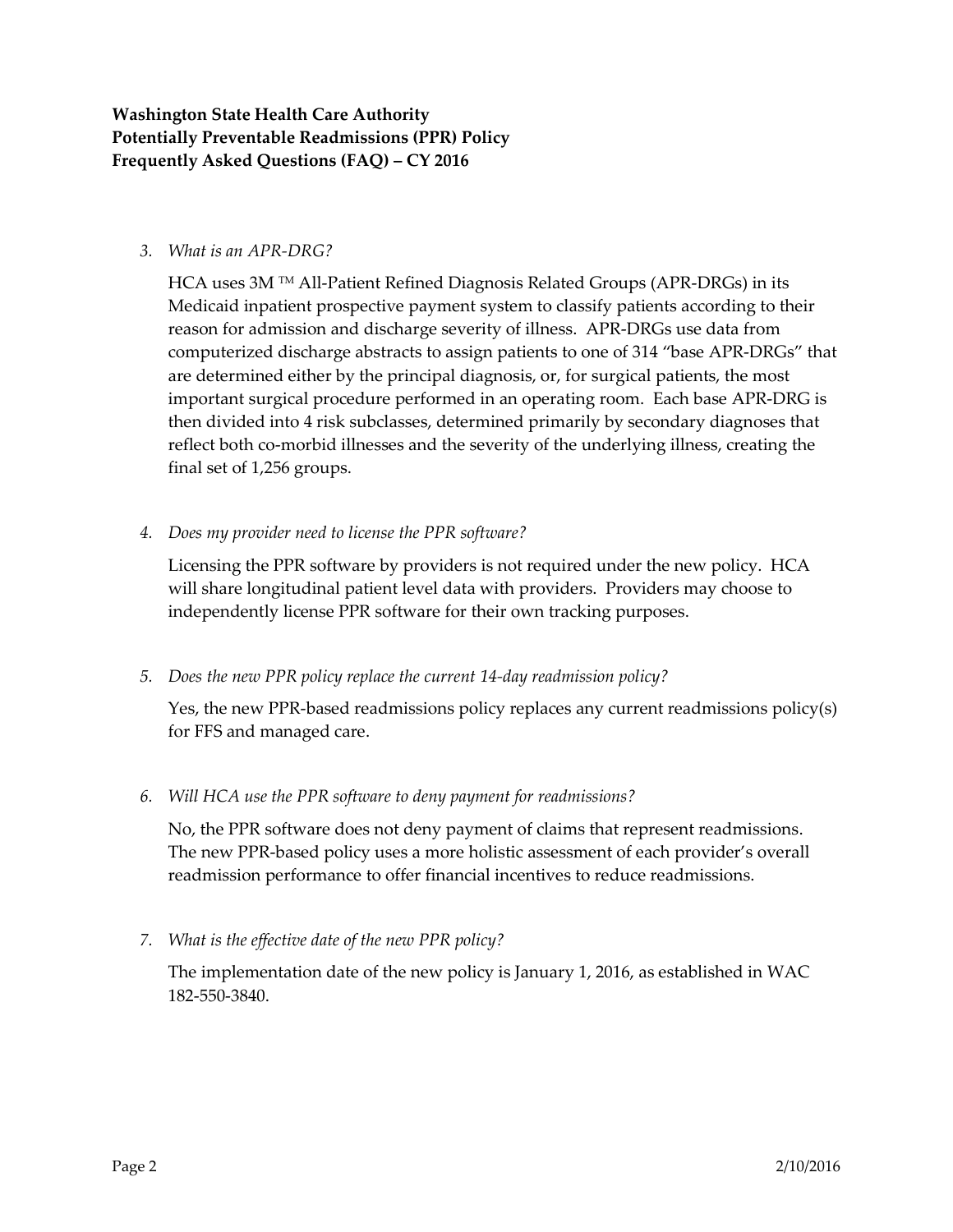**Washington State Health Care Authority**
**Potentially Preventable Readmissions (PPR) Policy**
**Frequently Asked Questions (FAQ) – CY 2016**

3. *What is an APR-DRG?*

   HCA uses 3M ™ All-Patient Refined Diagnosis Related Groups (APR-DRGs) in its Medicaid inpatient prospective payment system to classify patients according to their reason for admission and discharge severity of illness. APR-DRGs use data from computerized discharge abstracts to assign patients to one of 314 "base APR-DRGs" that are determined either by the principal diagnosis, or, for surgical patients, the most important surgical procedure performed in an operating room. Each base APR-DRG is then divided into 4 risk subclasses, determined primarily by secondary diagnoses that reflect both co-morbid illnesses and the severity of the underlying illness, creating the final set of 1,256 groups.

4. *Does my provider need to license the PPR software?*

   Licensing the PPR software by providers is not required under the new policy. HCA will share longitudinal patient level data with providers. Providers may choose to independently license PPR software for their own tracking purposes.

5. *Does the new PPR policy replace the current 14-day readmission policy?*

   Yes, the new PPR-based readmissions policy replaces any current readmissions policy(s) for FFS and managed care.

6. *Will HCA use the PPR software to deny payment for readmissions?*

   No, the PPR software does not deny payment of claims that represent readmissions. The new PPR-based policy uses a more holistic assessment of each provider's overall readmission performance to offer financial incentives to reduce readmissions.

7. *What is the effective date of the new PPR policy?*

   The implementation date of the new policy is January 1, 2016, as established in WAC 182-550-3840.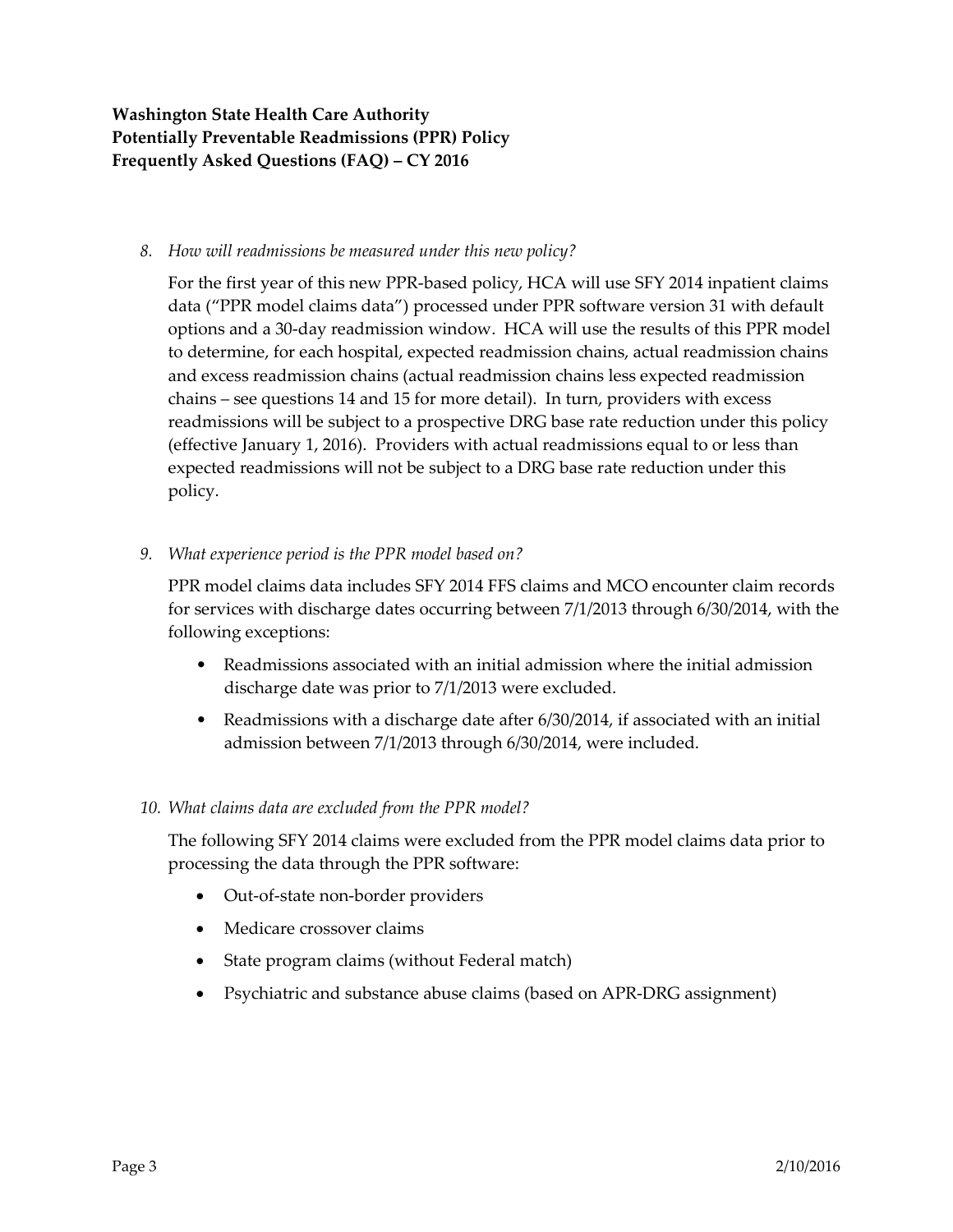*8. How will readmissions be measured under this new policy?*

For the first year of this new PPR-based policy, HCA will use SFY 2014 inpatient claims data ("PPR model claims data") processed under PPR software version 31 with default options and a 30-day readmission window. HCA will use the results of this PPR model to determine, for each hospital, expected readmission chains, actual readmission chains and excess readmission chains (actual readmission chains less expected readmission chains – see questions 14 and 15 for more detail). In turn, providers with excess readmissions will be subject to a prospective DRG base rate reduction under this policy (effective January 1, 2016). Providers with actual readmissions equal to or less than expected readmissions will not be subject to a DRG base rate reduction under this policy.

*9. What experience period is the PPR model based on?*

PPR model claims data includes SFY 2014 FFS claims and MCO encounter claim records for services with discharge dates occurring between 7/1/2013 through 6/30/2014, with the following exceptions:

- Readmissions associated with an initial admission where the initial admission discharge date was prior to 7/1/2013 were excluded.
- Readmissions with a discharge date after 6/30/2014, if associated with an initial admission between 7/1/2013 through 6/30/2014, were included.

*10. What claims data are excluded from the PPR model?*

The following SFY 2014 claims were excluded from the PPR model claims data prior to processing the data through the PPR software:

- Out-of-state non-border providers
- Medicare crossover claims
- State program claims (without Federal match)
- Psychiatric and substance abuse claims (based on APR-DRG assignment)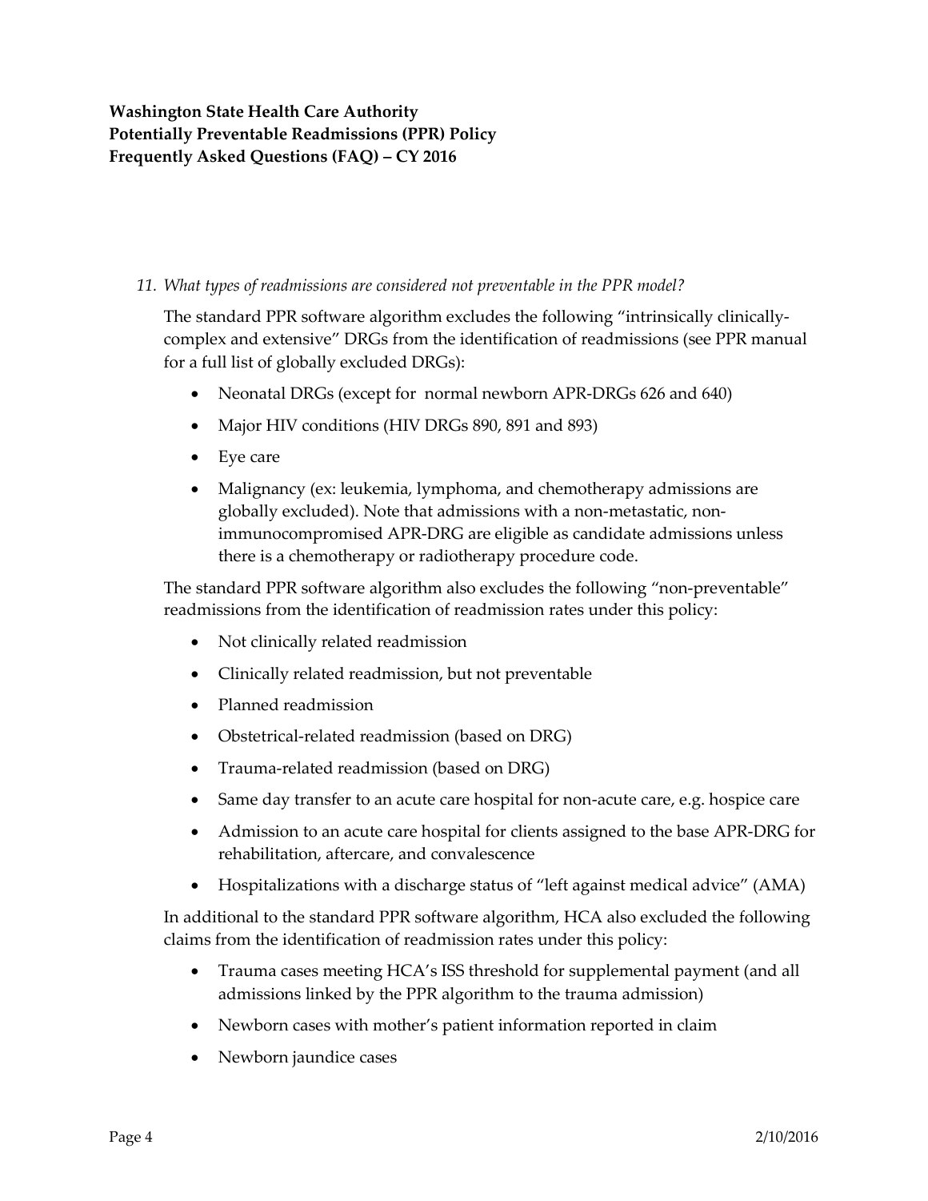11. *What types of readmissions are considered not preventable in the PPR model?*

    The standard PPR software algorithm excludes the following "intrinsically clinically-complex and extensive" DRGs from the identification of readmissions (see PPR manual for a full list of globally excluded DRGs):

    - Neonatal DRGs (except for normal newborn APR-DRGs 626 and 640)
    - Major HIV conditions (HIV DRGs 890, 891 and 893)
    - Eye care
    - Malignancy (ex: leukemia, lymphoma, and chemotherapy admissions are globally excluded). Note that admissions with a non-metastatic, non-immunocompromised APR-DRG are eligible as candidate admissions unless there is a chemotherapy or radiotherapy procedure code.

    The standard PPR software algorithm also excludes the following "non-preventable" readmissions from the identification of readmission rates under this policy:

    - Not clinically related readmission
    - Clinically related readmission, but not preventable
    - Planned readmission
    - Obstetrical-related readmission (based on DRG)
    - Trauma-related readmission (based on DRG)
    - Same day transfer to an acute care hospital for non-acute care, e.g. hospice care
    - Admission to an acute care hospital for clients assigned to the base APR-DRG for rehabilitation, aftercare, and convalescence
    - Hospitalizations with a discharge status of "left against medical advice" (AMA)

    In additional to the standard PPR software algorithm, HCA also excluded the following claims from the identification of readmission rates under this policy:

    - Trauma cases meeting HCA's ISS threshold for supplemental payment (and all admissions linked by the PPR algorithm to the trauma admission)
    - Newborn cases with mother's patient information reported in claim
    - Newborn jaundice cases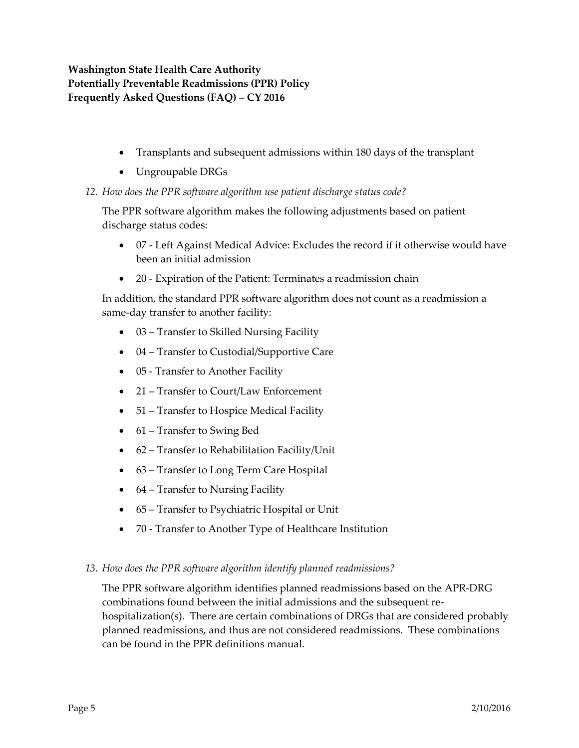- Transplants and subsequent admissions within 180 days of the transplant
- Ungroupable DRGs

*12. How does the PPR software algorithm use patient discharge status code?*

The PPR software algorithm makes the following adjustments based on patient discharge status codes:

- 07 - Left Against Medical Advice: Excludes the record if it otherwise would have been an initial admission
- 20 - Expiration of the Patient: Terminates a readmission chain

In addition, the standard PPR software algorithm does not count as a readmission a same-day transfer to another facility:

- 03 – Transfer to Skilled Nursing Facility
- 04 – Transfer to Custodial/Supportive Care
- 05 - Transfer to Another Facility
- 21 – Transfer to Court/Law Enforcement
- 51 – Transfer to Hospice Medical Facility
- 61 – Transfer to Swing Bed
- 62 – Transfer to Rehabilitation Facility/Unit
- 63 – Transfer to Long Term Care Hospital
- 64 – Transfer to Nursing Facility
- 65 – Transfer to Psychiatric Hospital or Unit
- 70 - Transfer to Another Type of Healthcare Institution

*13. How does the PPR software algorithm identify planned readmissions?*

The PPR software algorithm identifies planned readmissions based on the APR-DRG combinations found between the initial admissions and the subsequent re-hospitalization(s). There are certain combinations of DRGs that are considered probably planned readmissions, and thus are not considered readmissions. These combinations can be found in the PPR definitions manual.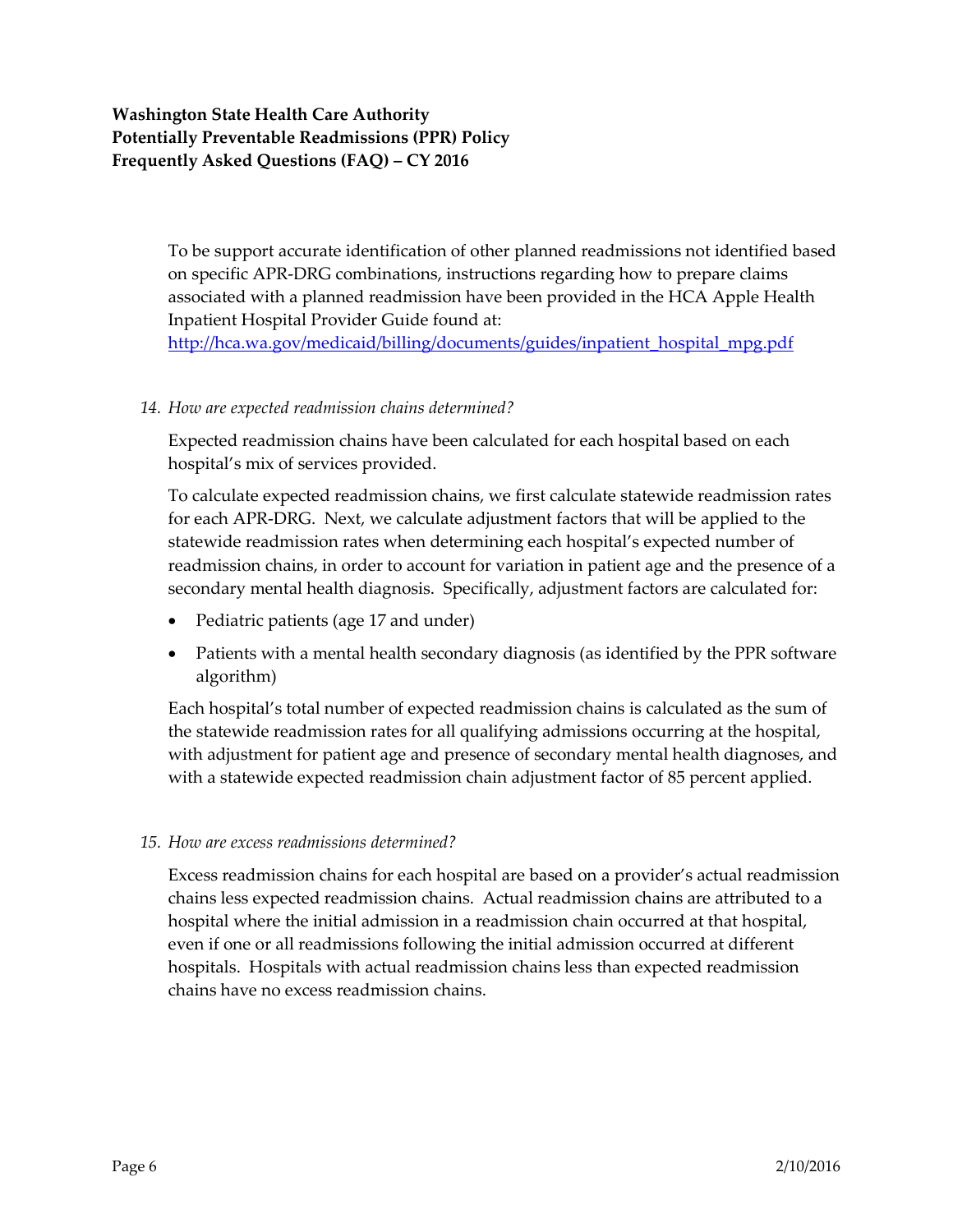To be support accurate identification of other planned readmissions not identified based on specific APR-DRG combinations, instructions regarding how to prepare claims associated with a planned readmission have been provided in the HCA Apple Health Inpatient Hospital Provider Guide found at: [http://hca.wa.gov/medicaid/billing/documents/guides/inpatient_hospital_mpg.pdf](http://hca.wa.gov/medicaid/billing/documents/guides/inpatient_hospital_mpg.pdf)

14. *How are expected readmission chains determined?*

Expected readmission chains have been calculated for each hospital based on each hospital's mix of services provided.

To calculate expected readmission chains, we first calculate statewide readmission rates for each APR-DRG. Next, we calculate adjustment factors that will be applied to the statewide readmission rates when determining each hospital's expected number of readmission chains, in order to account for variation in patient age and the presence of a secondary mental health diagnosis. Specifically, adjustment factors are calculated for:

- Pediatric patients (age 17 and under)
- Patients with a mental health secondary diagnosis (as identified by the PPR software algorithm)

Each hospital's total number of expected readmission chains is calculated as the sum of the statewide readmission rates for all qualifying admissions occurring at the hospital, with adjustment for patient age and presence of secondary mental health diagnoses, and with a statewide expected readmission chain adjustment factor of 85 percent applied.

15. *How are excess readmissions determined?*

Excess readmission chains for each hospital are based on a provider's actual readmission chains less expected readmission chains. Actual readmission chains are attributed to a hospital where the initial admission in a readmission chain occurred at that hospital, even if one or all readmissions following the initial admission occurred at different hospitals. Hospitals with actual readmission chains less than expected readmission chains have no excess readmission chains.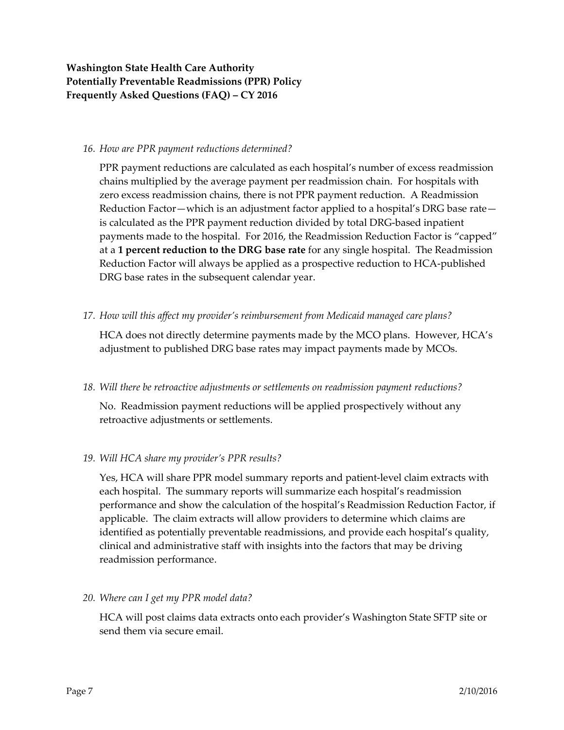16. *How are PPR payment reductions determined?*

    PPR payment reductions are calculated as each hospital's number of excess readmission chains multiplied by the average payment per readmission chain. For hospitals with zero excess readmission chains, there is not PPR payment reduction. A Readmission Reduction Factor—which is an adjustment factor applied to a hospital's DRG base rate—is calculated as the PPR payment reduction divided by total DRG-based inpatient payments made to the hospital. For 2016, the Readmission Reduction Factor is "capped" at a **1 percent reduction to the DRG base rate** for any single hospital. The Readmission Reduction Factor will always be applied as a prospective reduction to HCA-published DRG base rates in the subsequent calendar year.

17. *How will this affect my provider's reimbursement from Medicaid managed care plans?*

    HCA does not directly determine payments made by the MCO plans. However, HCA's adjustment to published DRG base rates may impact payments made by MCOs.

18. *Will there be retroactive adjustments or settlements on readmission payment reductions?*

    No. Readmission payment reductions will be applied prospectively without any retroactive adjustments or settlements.

19. *Will HCA share my provider's PPR results?*

    Yes, HCA will share PPR model summary reports and patient-level claim extracts with each hospital. The summary reports will summarize each hospital's readmission performance and show the calculation of the hospital's Readmission Reduction Factor, if applicable. The claim extracts will allow providers to determine which claims are identified as potentially preventable readmissions, and provide each hospital's quality, clinical and administrative staff with insights into the factors that may be driving readmission performance.

20. *Where can I get my PPR model data?*

    HCA will post claims data extracts onto each provider's Washington State SFTP site or send them via secure email.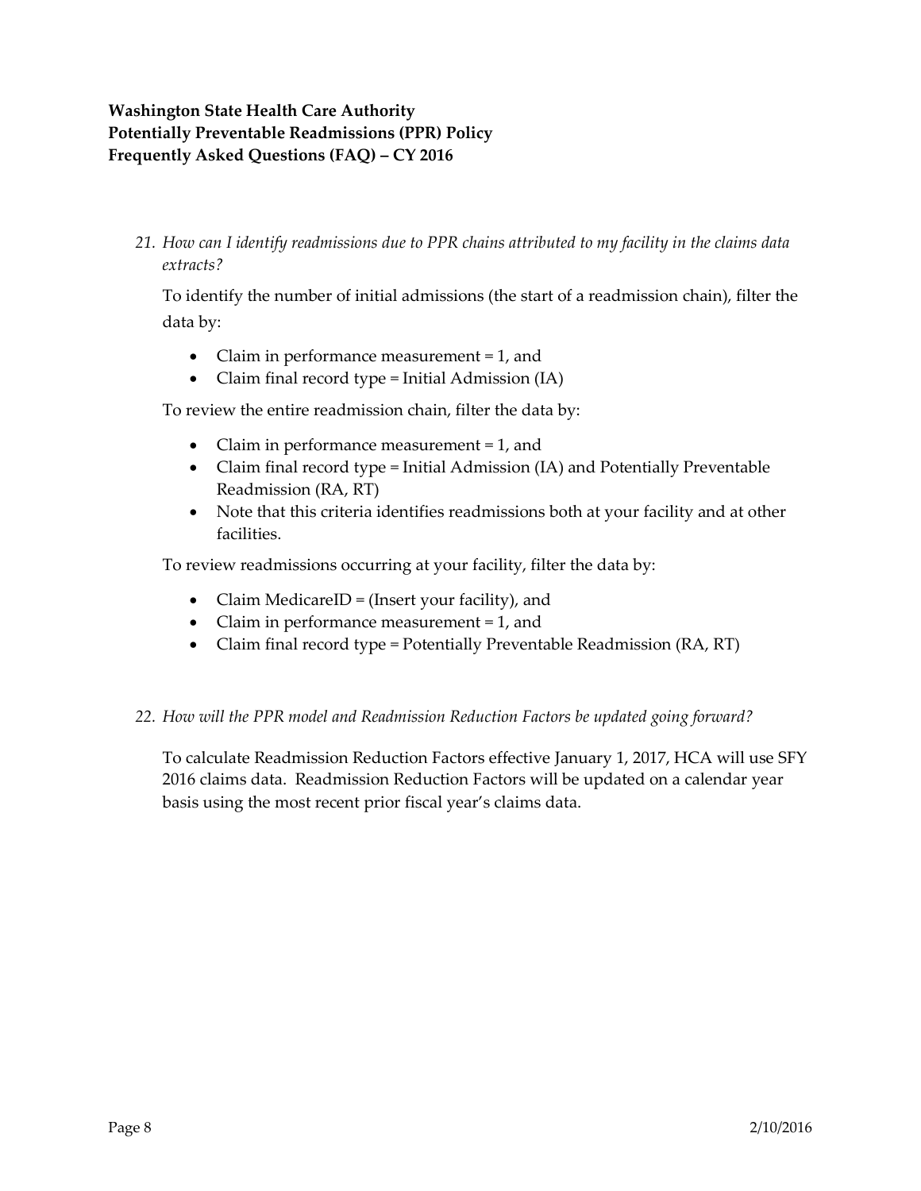**Washington State Health Care Authority**
**Potentially Preventable Readmissions (PPR) Policy**
**Frequently Asked Questions (FAQ) – CY 2016**

21. *How can I identify readmissions due to PPR chains attributed to my facility in the claims data extracts?*

    To identify the number of initial admissions (the start of a readmission chain), filter the data by:

    - Claim in performance measurement = 1, and
    - Claim final record type = Initial Admission (IA)

    To review the entire readmission chain, filter the data by:

    - Claim in performance measurement = 1, and
    - Claim final record type = Initial Admission (IA) and Potentially Preventable Readmission (RA, RT)
    - Note that this criteria identifies readmissions both at your facility and at other facilities.

    To review readmissions occurring at your facility, filter the data by:

    - Claim MedicareID = (Insert your facility), and
    - Claim in performance measurement = 1, and
    - Claim final record type = Potentially Preventable Readmission (RA, RT)

22. *How will the PPR model and Readmission Reduction Factors be updated going forward?*

    To calculate Readmission Reduction Factors effective January 1, 2017, HCA will use SFY 2016 claims data. Readmission Reduction Factors will be updated on a calendar year basis using the most recent prior fiscal year's claims data.